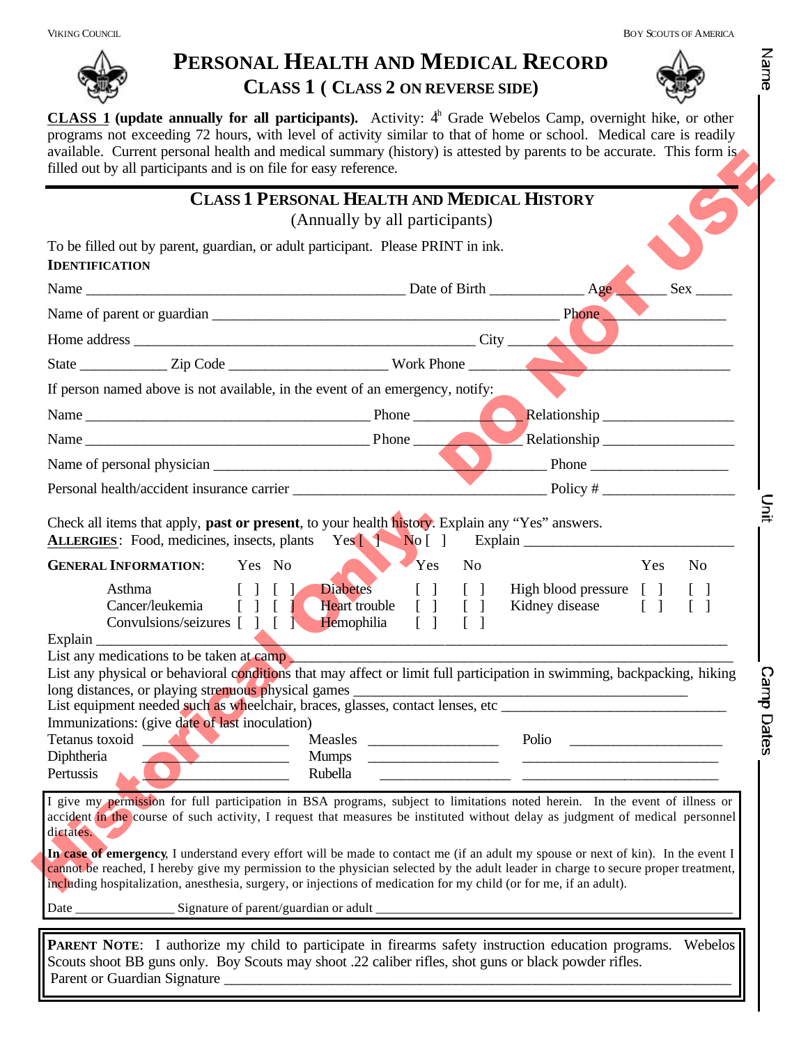VIKING COUNCIL — BOY SCOUTS OF AMERICA

# PERSONAL HEALTH AND MEDICAL RECORD

## CLASS 1 ( CLASS 2 ON REVERSE SIDE)

**CLASS 1 (update annually for all participants).** Activity: 4th Grade Webelos Camp, overnight hike, or other programs not exceeding 72 hours, with level of activity similar to that of home or school. Medical care is readily available. Current personal health and medical summary (history) is attested by parents to be accurate. This form is filled out by all participants and is on file for easy reference.

Historical Only. DO NOT USE

## CLASS 1 PERSONAL HEALTH AND MEDICAL HISTORY

(Annually by all participants)

To be filled out by parent, guardian, or adult participant. Please PRINT in ink.

**IDENTIFICATION**

Name ____________________ Date of Birth ____________ Age ______ Sex _____

Name of parent or guardian ______________________________ Phone ______________

Home address ______________________________ City ______________________

State ___________ Zip Code ____________________ Work Phone ________________

If person named above is not available, in the event of an emergency, notify:

Name ______________________________ Phone ____________ Relationship ______________

Name ______________________________ Phone ____________ Relationship ______________

Name of personal physician ______________________________ Phone ________________

Personal health/accident insurance carrier ______________________________ Policy # ______________

Check all items that apply, **past or present**, to your health history. Explain any "Yes" answers.

**ALLERGIES**: Food, medicines, insects, plants Yes [ ] No [ ] Explain ______________________

**GENERAL INFORMATION**:

| | Yes | No | | Yes | No | | Yes | No |
|---|---|---|---|---|---|---|---|---|
| Asthma | [ ] | [ ] | Diabetes | [ ] | [ ] | High blood pressure | [ ] | [ ] |
| Cancer/leukemia | [ ] | [ ] | Heart trouble | [ ] | [ ] | Kidney disease | [ ] | [ ] |
| Convulsions/seizures | [ ] | [ ] | Hemophilia | [ ] | [ ] | | | |

Explain ______________________________________________

List any medications to be taken at camp ______________________________________________

List any physical or behavioral conditions that may affect or limit full participation in swimming, backpacking, hiking long distances, or playing strenuous physical games ______________________________

List equipment needed such as wheelchair, braces, glasses, contact lenses, etc ______________________________

Immunizations: (give date of last inoculation)

| | | | | | |
|---|---|---|---|---|---|
| Tetanus toxoid | ____________ | Measles | ____________ | Polio | ____________ |
| Diphtheria | ____________ | Mumps | ____________ | | ____________ |
| Pertussis | ____________ | Rubella | ____________ | | ____________ |

I give my permission for full participation in BSA programs, subject to limitations noted herein. In the event of illness or accident in the course of such activity, I request that measures be instituted without delay as judgment of medical personnel dictates.

**In case of emergency**, I understand every effort will be made to contact me (if an adult my spouse or next of kin). In the event I cannot be reached, I hereby give my permission to the physician selected by the adult leader in charge to secure proper treatment, including hospitalization, anesthesia, surgery, or injections of medication for my child (or for me, if an adult).

Date ______________ Signature of parent/guardian or adult ______________________________

**PARENT NOTE**: I authorize my child to participate in firearms safety instruction education programs. Webelos Scouts shoot BB guns only. Boy Scouts may shoot .22 caliber rifles, shot guns or black powder rifles.

Parent or Guardian Signature ______________________________

Name ____________ Unit ____________ Camp Dates ____________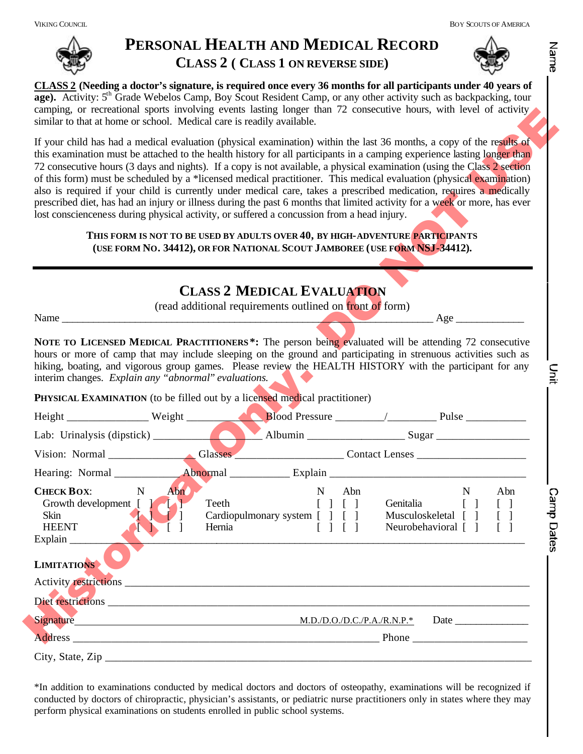# PERSONAL HEALTH AND MEDICAL RECORD

## CLASS 2 ( CLASS 1 ON REVERSE SIDE)

**CLASS 2 (Needing a doctor's signature, is required once every 36 months for all participants under 40 years of age).** Activity: 5th Grade Webelos Camp, Boy Scout Resident Camp, or any other activity such as backpacking, tour camping, or recreational sports involving events lasting longer than 72 consecutive hours, with level of activity similar to that at home or school. Medical care is readily available.

If your child has had a medical evaluation (physical examination) within the last 36 months, a copy of the results of this examination must be attached to the health history for all participants in a camping experience lasting longer than 72 consecutive hours (3 days and nights). If a copy is not available, a physical examination (using the Class 2 section of this form) must be scheduled by a *licensed medical practitioner. This medical evaluation (physical examination) also is required if your child is currently under medical care, takes a prescribed medication, requires a medically prescribed diet, has had an injury or illness during the past 6 months that limited activity for a week or more, has ever lost conscienceness during physical activity, or suffered a concussion from a head injury.

**THIS FORM IS NOT TO BE USED BY ADULTS OVER 40, BY HIGH-ADVENTURE PARTICIPANTS (USE FORM NO. 34412), OR FOR NATIONAL SCOUT JAMBOREE (USE FORM NSJ-34412).**

Historical Only: DO NOT USE

---

## CLASS 2 MEDICAL EVALUATION

(read additional requirements outlined on front of form)

Name ____________________________________________ Age ____________

**NOTE TO LICENSED MEDICAL PRACTITIONERS*:** The person being evaluated will be attending 72 consecutive hours or more of camp that may include sleeping on the ground and participating in strenuous activities such as hiking, boating, and vigorous group games. Please review the HEALTH HISTORY with the participant for any interim changes. *Explain any "abnormal" evaluations.*

**PHYSICAL EXAMINATION** (to be filled out by a licensed medical practitioner)

Height _______________ Weight _______________ Blood Pressure _________/_________ Pulse ___________

Lab: Urinalysis (dipstick) _______________ Albumin _________________ Sugar _________________

Vision: Normal ______________ Glasses ____________________ Contact Lenses ____________________

Hearing: Normal ____________ Abnormal ___________ Explain ______________________________________

| CHECK BOX: | N | Abn | | N | Abn | | N | Abn |
|---|---|---|---|---|---|---|---|---|
| Growth development | [ ] | [ ] | Teeth | [ ] | [ ] | Genitalia | [ ] | [ ] |
| Skin | [ ] | [ ] | Cardiopulmonary system | [ ] | [ ] | Musculoskeletal | [ ] | [ ] |
| HEENT | [ ] | [ ] | Hernia | [ ] | [ ] | Neurobehavioral | [ ] | [ ] |

Explain ______________________________________________________________________________

**LIMITATIONS**

Activity restrictions ____________________________________________________________________

Diet restrictions ________________________________________________________________________

Signature_____________________________________ M.D./D.O./D.C./P.A./R.N.P.* Date ______________

Address _______________________________________________ Phone ______________________

City, State, Zip ___________________________________________________________________________

*In addition to examinations conducted by medical doctors and doctors of osteopathy, examinations will be recognized if conducted by doctors of chiropractic, physician's assistants, or pediatric nurse practitioners only in states where they may perform physical examinations on students enrolled in public school systems.

Name

Unit

Camp Dates